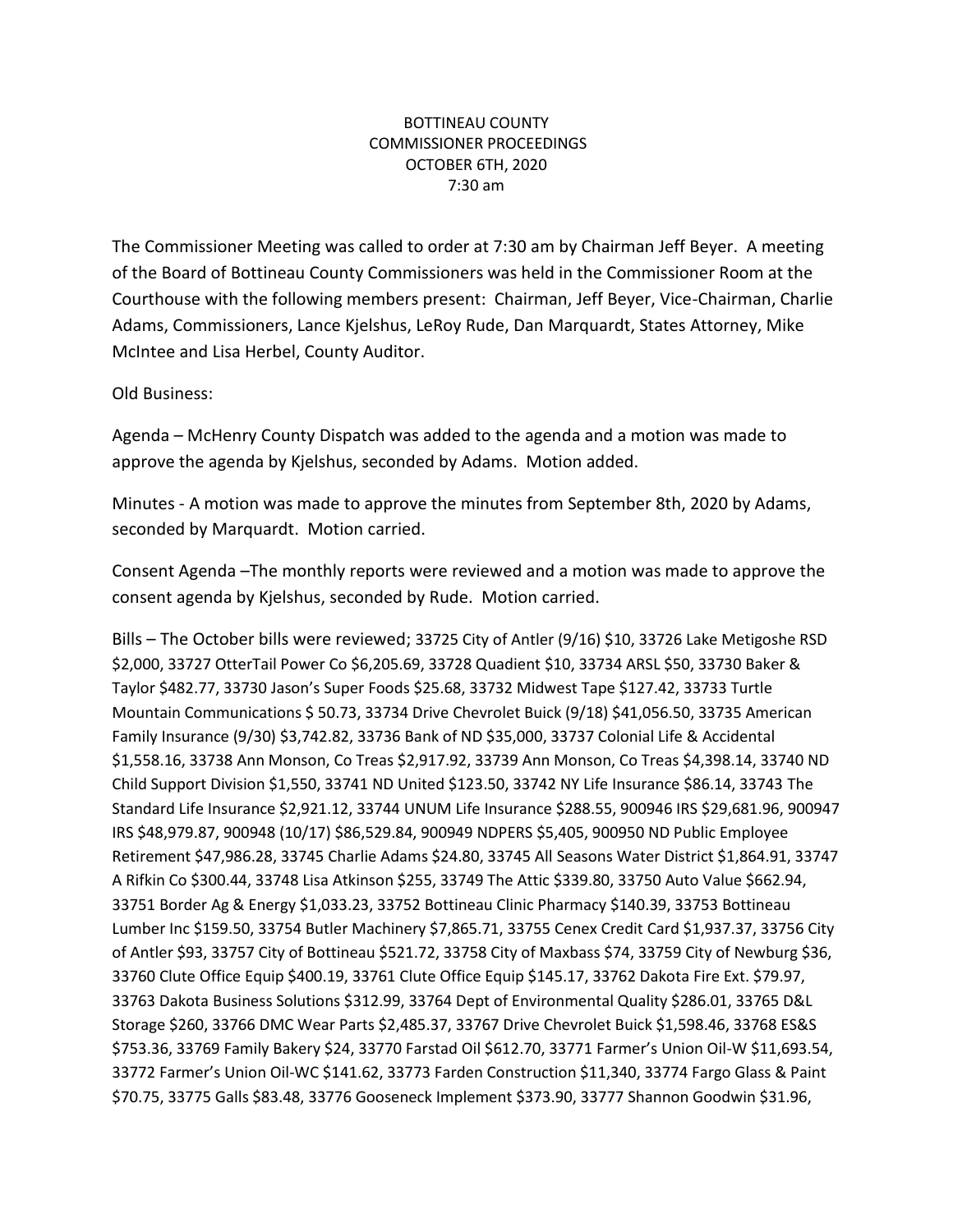BOTTINEAU COUNTY
COMMISSIONER PROCEEDINGS
OCTOBER 6TH, 2020
7:30 am

The Commissioner Meeting was called to order at 7:30 am by Chairman Jeff Beyer. A meeting of the Board of Bottineau County Commissioners was held in the Commissioner Room at the Courthouse with the following members present: Chairman, Jeff Beyer, Vice-Chairman, Charlie Adams, Commissioners, Lance Kjelshus, LeRoy Rude, Dan Marquardt, States Attorney, Mike McIntee and Lisa Herbel, County Auditor.

Old Business:

Agenda – McHenry County Dispatch was added to the agenda and a motion was made to approve the agenda by Kjelshus, seconded by Adams. Motion added.

Minutes - A motion was made to approve the minutes from September 8th, 2020 by Adams, seconded by Marquardt. Motion carried.

Consent Agenda –The monthly reports were reviewed and a motion was made to approve the consent agenda by Kjelshus, seconded by Rude. Motion carried.

Bills – The October bills were reviewed; 33725 City of Antler (9/16) $10, 33726 Lake Metigoshe RSD $2,000, 33727 OtterTail Power Co $6,205.69, 33728 Quadient $10, 33734 ARSL $50, 33730 Baker & Taylor $482.77, 33730 Jason's Super Foods $25.68, 33732 Midwest Tape $127.42, 33733 Turtle Mountain Communications $ 50.73, 33734 Drive Chevrolet Buick (9/18) $41,056.50, 33735 American Family Insurance (9/30) $3,742.82, 33736 Bank of ND $35,000, 33737 Colonial Life & Accidental $1,558.16, 33738 Ann Monson, Co Treas $2,917.92, 33739 Ann Monson, Co Treas $4,398.14, 33740 ND Child Support Division $1,550, 33741 ND United $123.50, 33742 NY Life Insurance $86.14, 33743 The Standard Life Insurance $2,921.12, 33744 UNUM Life Insurance $288.55, 900946 IRS $29,681.96, 900947 IRS $48,979.87, 900948 (10/17) $86,529.84, 900949 NDPERS $5,405, 900950 ND Public Employee Retirement $47,986.28, 33745 Charlie Adams $24.80, 33745 All Seasons Water District $1,864.91, 33747 A Rifkin Co $300.44, 33748 Lisa Atkinson $255, 33749 The Attic $339.80, 33750 Auto Value $662.94, 33751 Border Ag & Energy $1,033.23, 33752 Bottineau Clinic Pharmacy $140.39, 33753 Bottineau Lumber Inc $159.50, 33754 Butler Machinery $7,865.71, 33755 Cenex Credit Card $1,937.37, 33756 City of Antler $93, 33757 City of Bottineau $521.72, 33758 City of Maxbass $74, 33759 City of Newburg $36, 33760 Clute Office Equip $400.19, 33761 Clute Office Equip $145.17, 33762 Dakota Fire Ext. $79.97, 33763 Dakota Business Solutions $312.99, 33764 Dept of Environmental Quality $286.01, 33765 D&L Storage $260, 33766 DMC Wear Parts $2,485.37, 33767 Drive Chevrolet Buick $1,598.46, 33768 ES&S $753.36, 33769 Family Bakery $24, 33770 Farstad Oil $612.70, 33771 Farmer's Union Oil-W $11,693.54, 33772 Farmer's Union Oil-WC $141.62, 33773 Farden Construction $11,340, 33774 Fargo Glass & Paint $70.75, 33775 Galls $83.48, 33776 Gooseneck Implement $373.90, 33777 Shannon Goodwin $31.96,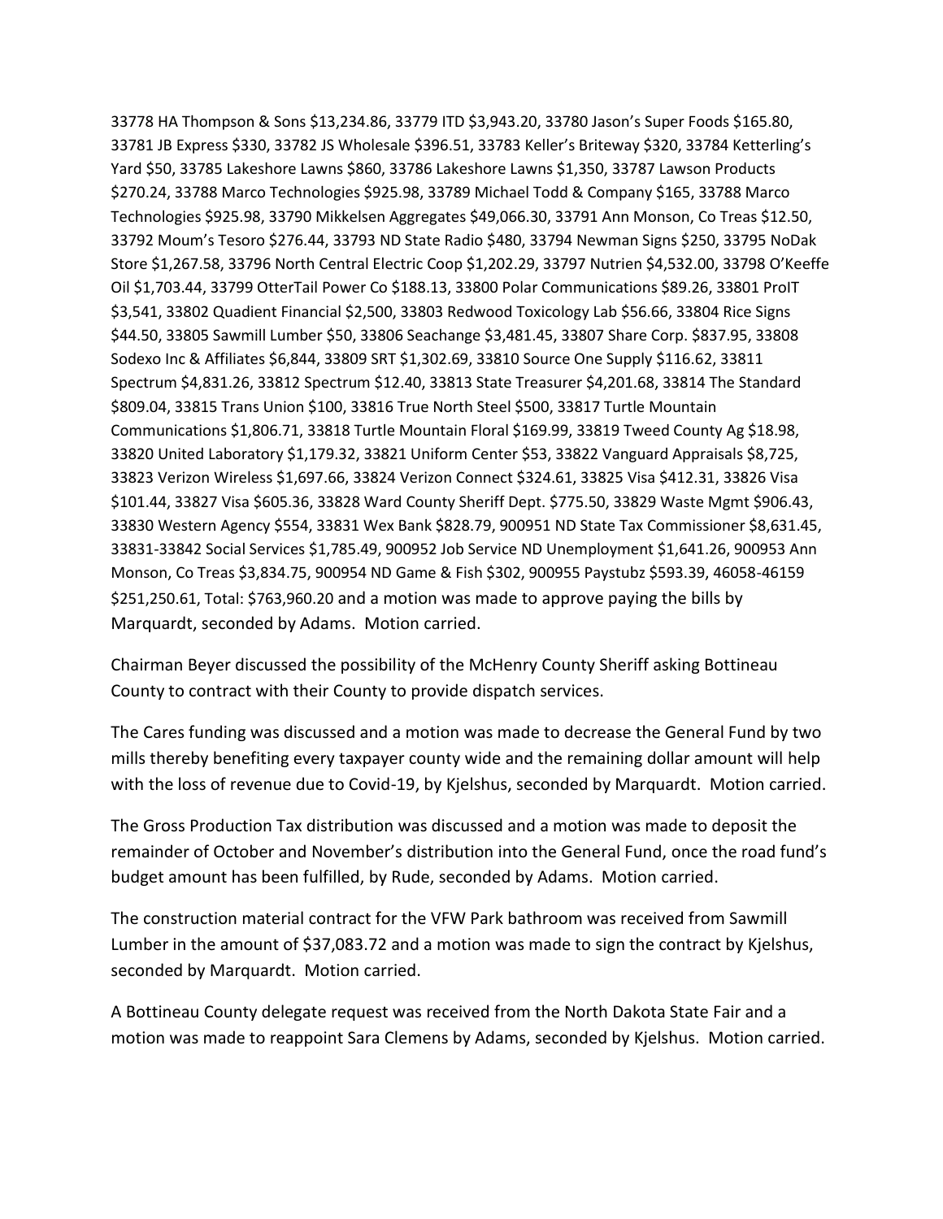33778 HA Thompson & Sons $13,234.86, 33779 ITD $3,943.20, 33780 Jason's Super Foods $165.80, 33781 JB Express $330, 33782 JS Wholesale $396.51, 33783 Keller's Briteway $320, 33784 Ketterling's Yard $50, 33785 Lakeshore Lawns $860, 33786 Lakeshore Lawns $1,350, 33787 Lawson Products $270.24, 33788 Marco Technologies $925.98, 33789 Michael Todd & Company $165, 33788 Marco Technologies $925.98, 33790 Mikkelsen Aggregates $49,066.30, 33791 Ann Monson, Co Treas $12.50, 33792 Moum's Tesoro $276.44, 33793 ND State Radio $480, 33794 Newman Signs $250, 33795 NoDak Store $1,267.58, 33796 North Central Electric Coop $1,202.29, 33797 Nutrien $4,532.00, 33798 O'Keeffe Oil $1,703.44, 33799 OtterTail Power Co $188.13, 33800 Polar Communications $89.26, 33801 ProIT $3,541, 33802 Quadient Financial $2,500, 33803 Redwood Toxicology Lab $56.66, 33804 Rice Signs $44.50, 33805 Sawmill Lumber $50, 33806 Seachange $3,481.45, 33807 Share Corp. $837.95, 33808 Sodexo Inc & Affiliates $6,844, 33809 SRT $1,302.69, 33810 Source One Supply $116.62, 33811 Spectrum $4,831.26, 33812 Spectrum $12.40, 33813 State Treasurer $4,201.68, 33814 The Standard $809.04, 33815 Trans Union $100, 33816 True North Steel $500, 33817 Turtle Mountain Communications $1,806.71, 33818 Turtle Mountain Floral $169.99, 33819 Tweed County Ag $18.98, 33820 United Laboratory $1,179.32, 33821 Uniform Center $53, 33822 Vanguard Appraisals $8,725, 33823 Verizon Wireless $1,697.66, 33824 Verizon Connect $324.61, 33825 Visa $412.31, 33826 Visa $101.44, 33827 Visa $605.36, 33828 Ward County Sheriff Dept. $775.50, 33829 Waste Mgmt $906.43, 33830 Western Agency $554, 33831 Wex Bank $828.79, 900951 ND State Tax Commissioner $8,631.45, 33831-33842 Social Services $1,785.49, 900952 Job Service ND Unemployment $1,641.26, 900953 Ann Monson, Co Treas $3,834.75, 900954 ND Game & Fish $302, 900955 Paystubz $593.39, 46058-46159 $251,250.61, Total: $763,960.20 and a motion was made to approve paying the bills by Marquardt, seconded by Adams. Motion carried.

Chairman Beyer discussed the possibility of the McHenry County Sheriff asking Bottineau County to contract with their County to provide dispatch services.

The Cares funding was discussed and a motion was made to decrease the General Fund by two mills thereby benefiting every taxpayer county wide and the remaining dollar amount will help with the loss of revenue due to Covid-19, by Kjelshus, seconded by Marquardt. Motion carried.

The Gross Production Tax distribution was discussed and a motion was made to deposit the remainder of October and November's distribution into the General Fund, once the road fund's budget amount has been fulfilled, by Rude, seconded by Adams. Motion carried.

The construction material contract for the VFW Park bathroom was received from Sawmill Lumber in the amount of $37,083.72 and a motion was made to sign the contract by Kjelshus, seconded by Marquardt. Motion carried.

A Bottineau County delegate request was received from the North Dakota State Fair and a motion was made to reappoint Sara Clemens by Adams, seconded by Kjelshus. Motion carried.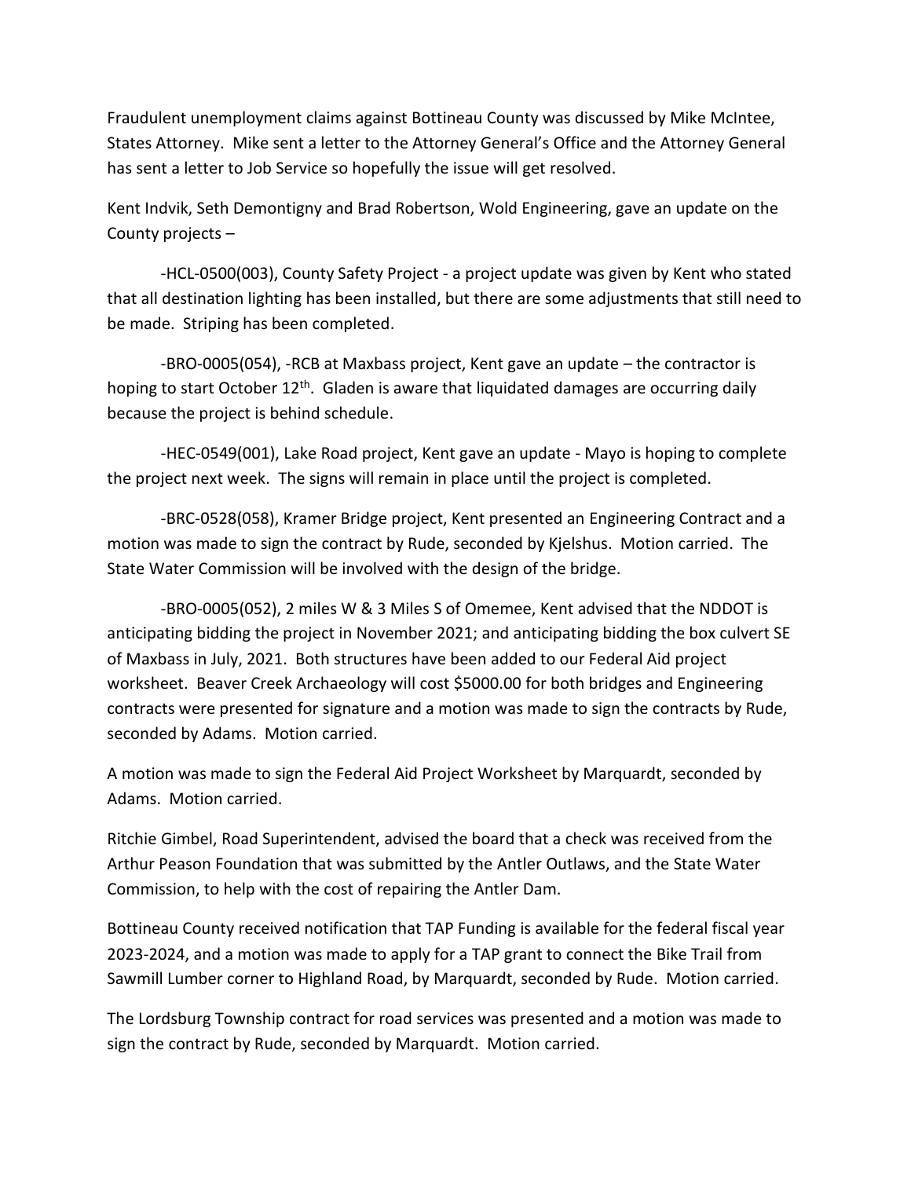Fraudulent unemployment claims against Bottineau County was discussed by Mike McIntee, States Attorney. Mike sent a letter to the Attorney General's Office and the Attorney General has sent a letter to Job Service so hopefully the issue will get resolved.

Kent Indvik, Seth Demontigny and Brad Robertson, Wold Engineering, gave an update on the County projects –

-HCL-0500(003), County Safety Project - a project update was given by Kent who stated that all destination lighting has been installed, but there are some adjustments that still need to be made. Striping has been completed.

-BRO-0005(054), -RCB at Maxbass project, Kent gave an update – the contractor is hoping to start October 12th. Gladen is aware that liquidated damages are occurring daily because the project is behind schedule.

-HEC-0549(001), Lake Road project, Kent gave an update - Mayo is hoping to complete the project next week. The signs will remain in place until the project is completed.

-BRC-0528(058), Kramer Bridge project, Kent presented an Engineering Contract and a motion was made to sign the contract by Rude, seconded by Kjelshus. Motion carried. The State Water Commission will be involved with the design of the bridge.

-BRO-0005(052), 2 miles W & 3 Miles S of Omemee, Kent advised that the NDDOT is anticipating bidding the project in November 2021; and anticipating bidding the box culvert SE of Maxbass in July, 2021. Both structures have been added to our Federal Aid project worksheet. Beaver Creek Archaeology will cost $5000.00 for both bridges and Engineering contracts were presented for signature and a motion was made to sign the contracts by Rude, seconded by Adams. Motion carried.

A motion was made to sign the Federal Aid Project Worksheet by Marquardt, seconded by Adams. Motion carried.

Ritchie Gimbel, Road Superintendent, advised the board that a check was received from the Arthur Peason Foundation that was submitted by the Antler Outlaws, and the State Water Commission, to help with the cost of repairing the Antler Dam.

Bottineau County received notification that TAP Funding is available for the federal fiscal year 2023-2024, and a motion was made to apply for a TAP grant to connect the Bike Trail from Sawmill Lumber corner to Highland Road, by Marquardt, seconded by Rude. Motion carried.

The Lordsburg Township contract for road services was presented and a motion was made to sign the contract by Rude, seconded by Marquardt. Motion carried.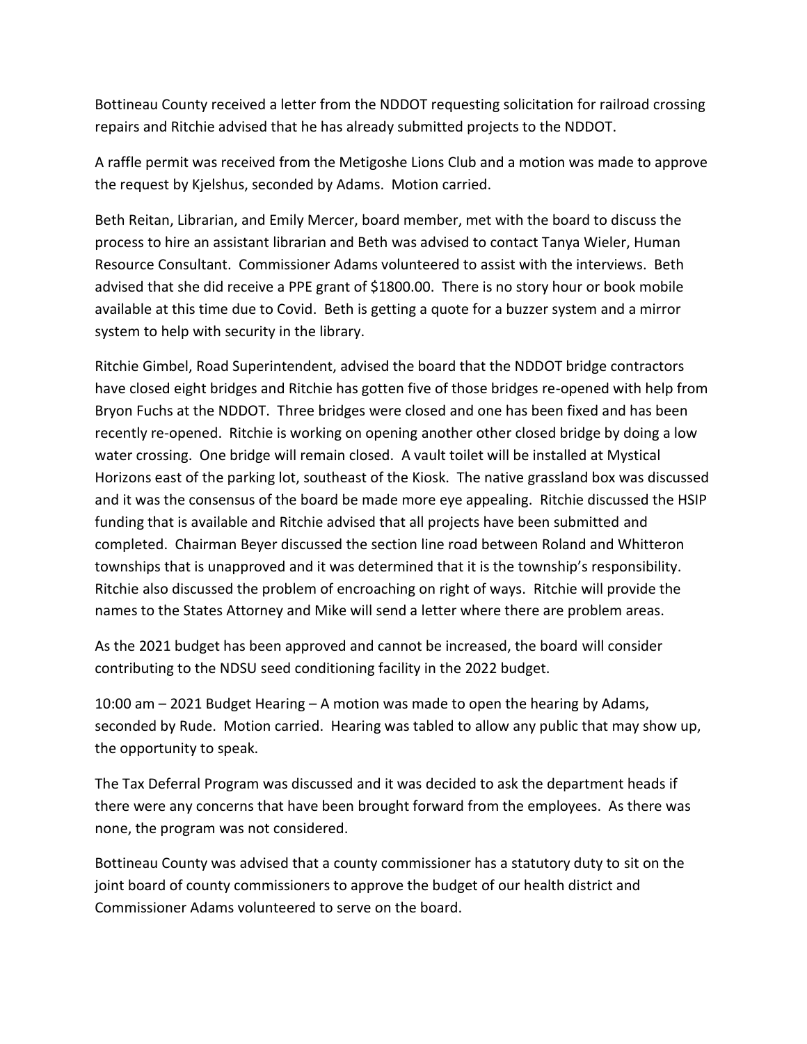Bottineau County received a letter from the NDDOT requesting solicitation for railroad crossing repairs and Ritchie advised that he has already submitted projects to the NDDOT.

A raffle permit was received from the Metigoshe Lions Club and a motion was made to approve the request by Kjelshus, seconded by Adams. Motion carried.

Beth Reitan, Librarian, and Emily Mercer, board member, met with the board to discuss the process to hire an assistant librarian and Beth was advised to contact Tanya Wieler, Human Resource Consultant. Commissioner Adams volunteered to assist with the interviews. Beth advised that she did receive a PPE grant of $1800.00. There is no story hour or book mobile available at this time due to Covid. Beth is getting a quote for a buzzer system and a mirror system to help with security in the library.

Ritchie Gimbel, Road Superintendent, advised the board that the NDDOT bridge contractors have closed eight bridges and Ritchie has gotten five of those bridges re-opened with help from Bryon Fuchs at the NDDOT. Three bridges were closed and one has been fixed and has been recently re-opened. Ritchie is working on opening another other closed bridge by doing a low water crossing. One bridge will remain closed. A vault toilet will be installed at Mystical Horizons east of the parking lot, southeast of the Kiosk. The native grassland box was discussed and it was the consensus of the board be made more eye appealing. Ritchie discussed the HSIP funding that is available and Ritchie advised that all projects have been submitted and completed. Chairman Beyer discussed the section line road between Roland and Whitteron townships that is unapproved and it was determined that it is the township's responsibility. Ritchie also discussed the problem of encroaching on right of ways. Ritchie will provide the names to the States Attorney and Mike will send a letter where there are problem areas.

As the 2021 budget has been approved and cannot be increased, the board will consider contributing to the NDSU seed conditioning facility in the 2022 budget.

10:00 am – 2021 Budget Hearing – A motion was made to open the hearing by Adams, seconded by Rude. Motion carried. Hearing was tabled to allow any public that may show up, the opportunity to speak.

The Tax Deferral Program was discussed and it was decided to ask the department heads if there were any concerns that have been brought forward from the employees. As there was none, the program was not considered.

Bottineau County was advised that a county commissioner has a statutory duty to sit on the joint board of county commissioners to approve the budget of our health district and Commissioner Adams volunteered to serve on the board.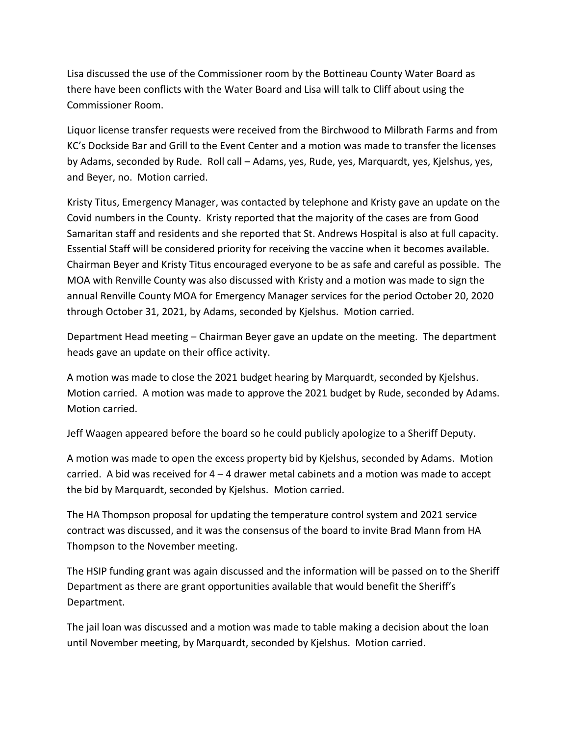Lisa discussed the use of the Commissioner room by the Bottineau County Water Board as there have been conflicts with the Water Board and Lisa will talk to Cliff about using the Commissioner Room.

Liquor license transfer requests were received from the Birchwood to Milbrath Farms and from KC's Dockside Bar and Grill to the Event Center and a motion was made to transfer the licenses by Adams, seconded by Rude. Roll call – Adams, yes, Rude, yes, Marquardt, yes, Kjelshus, yes, and Beyer, no. Motion carried.

Kristy Titus, Emergency Manager, was contacted by telephone and Kristy gave an update on the Covid numbers in the County. Kristy reported that the majority of the cases are from Good Samaritan staff and residents and she reported that St. Andrews Hospital is also at full capacity. Essential Staff will be considered priority for receiving the vaccine when it becomes available. Chairman Beyer and Kristy Titus encouraged everyone to be as safe and careful as possible. The MOA with Renville County was also discussed with Kristy and a motion was made to sign the annual Renville County MOA for Emergency Manager services for the period October 20, 2020 through October 31, 2021, by Adams, seconded by Kjelshus. Motion carried.

Department Head meeting – Chairman Beyer gave an update on the meeting. The department heads gave an update on their office activity.

A motion was made to close the 2021 budget hearing by Marquardt, seconded by Kjelshus. Motion carried. A motion was made to approve the 2021 budget by Rude, seconded by Adams. Motion carried.

Jeff Waagen appeared before the board so he could publicly apologize to a Sheriff Deputy.

A motion was made to open the excess property bid by Kjelshus, seconded by Adams. Motion carried. A bid was received for 4 – 4 drawer metal cabinets and a motion was made to accept the bid by Marquardt, seconded by Kjelshus. Motion carried.

The HA Thompson proposal for updating the temperature control system and 2021 service contract was discussed, and it was the consensus of the board to invite Brad Mann from HA Thompson to the November meeting.

The HSIP funding grant was again discussed and the information will be passed on to the Sheriff Department as there are grant opportunities available that would benefit the Sheriff's Department.

The jail loan was discussed and a motion was made to table making a decision about the loan until November meeting, by Marquardt, seconded by Kjelshus. Motion carried.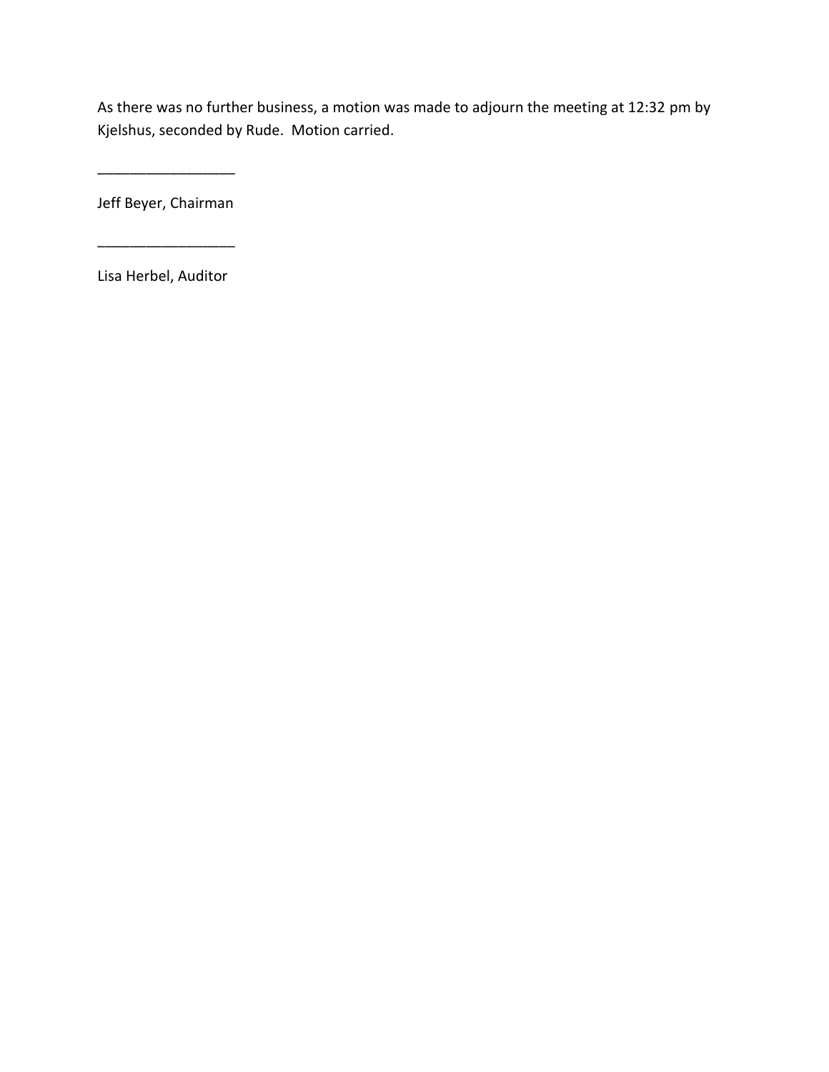As there was no further business, a motion was made to adjourn the meeting at 12:32 pm by Kjelshus, seconded by Rude. Motion carried.

_________________

Jeff Beyer, Chairman

_________________

Lisa Herbel, Auditor